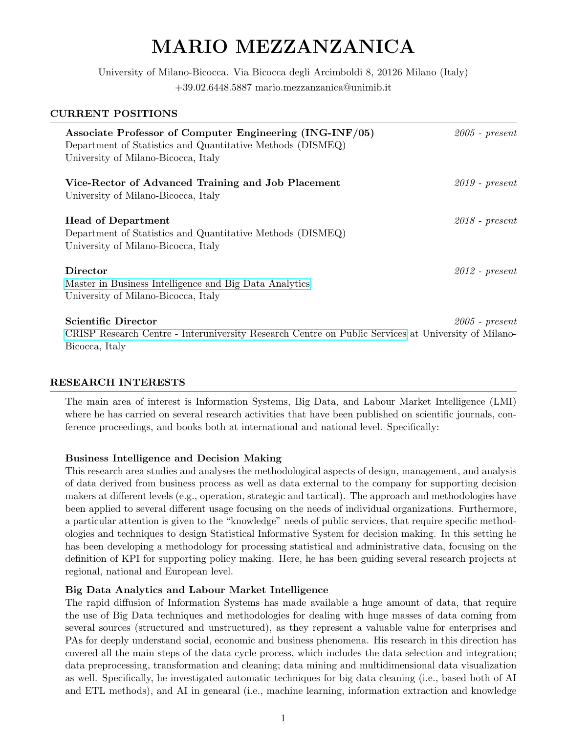# MARIO MEZZANZANICA

University of Milano-Bicocca. Via Bicocca degli Arcimboldi 8, 20126 Milano (Italy)
+39.02.6448.5887 mario.mezzanzanica@unimib.it

## CURRENT POSITIONS

**Associate Professor of Computer Engineering (ING-INF/05)** *2005 - present*
Department of Statistics and Quantitative Methods (DISMEQ)
University of Milano-Bicocca, Italy

**Vice-Rector of Advanced Training and Job Placement** *2019 - present*
University of Milano-Bicocca, Italy

**Head of Department** *2018 - present*
Department of Statistics and Quantitative Methods (DISMEQ)
University of Milano-Bicocca, Italy

**Director** *2012 - present*
Master in Business Intelligence and Big Data Analytics
University of Milano-Bicocca, Italy

**Scientific Director** *2005 - present*
CRISP Research Centre - Interuniversity Research Centre on Public Services at University of Milano-Bicocca, Italy

## RESEARCH INTERESTS

The main area of interest is Information Systems, Big Data, and Labour Market Intelligence (LMI) where he has carried on several research activities that have been published on scientific journals, conference proceedings, and books both at international and national level. Specifically:

### Business Intelligence and Decision Making

This research area studies and analyses the methodological aspects of design, management, and analysis of data derived from business process as well as data external to the company for supporting decision makers at different levels (e.g., operation, strategic and tactical). The approach and methodologies have been applied to several different usage focusing on the needs of individual organizations. Furthermore, a particular attention is given to the "knowledge" needs of public services, that require specific methodologies and techniques to design Statistical Informative System for decision making. In this setting he has been developing a methodology for processing statistical and administrative data, focusing on the definition of KPI for supporting policy making. Here, he has been guiding several research projects at regional, national and European level.

### Big Data Analytics and Labour Market Intelligence

The rapid diffusion of Information Systems has made available a huge amount of data, that require the use of Big Data techniques and methodologies for dealing with huge masses of data coming from several sources (structured and unstructured), as they represent a valuable value for enterprises and PAs for deeply understand social, economic and business phenomena. His research in this direction has covered all the main steps of the data cycle process, which includes the data selection and integration; data preprocessing, transformation and cleaning; data mining and multidimensional data visualization as well. Specifically, he investigated automatic techniques for big data cleaning (i.e., based both of AI and ETL methods), and AI in genearal (i.e., machine learning, information extraction and knowledge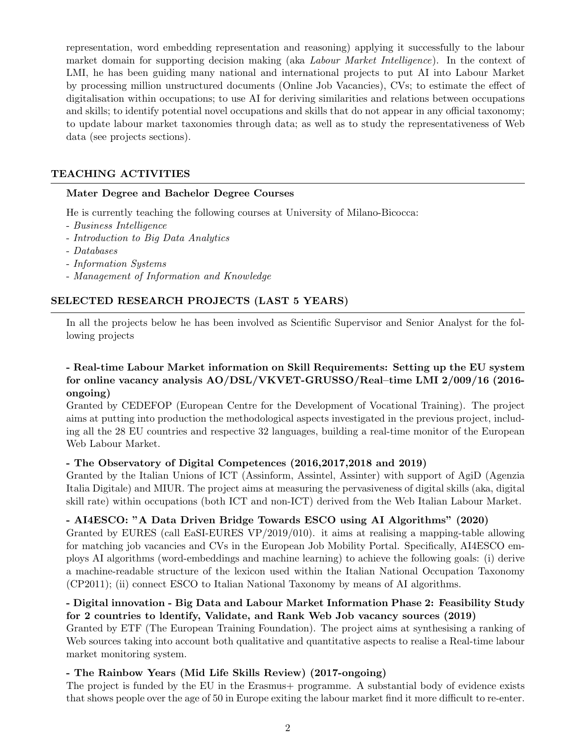representation, word embedding representation and reasoning) applying it successfully to the labour market domain for supporting decision making (aka *Labour Market Intelligence*). In the context of LMI, he has been guiding many national and international projects to put AI into Labour Market by processing million unstructured documents (Online Job Vacancies), CVs; to estimate the effect of digitalisation within occupations; to use AI for deriving similarities and relations between occupations and skills; to identify potential novel occupations and skills that do not appear in any official taxonomy; to update labour market taxonomies through data; as well as to study the representativeness of Web data (see projects sections).

## TEACHING ACTIVITIES

### Mater Degree and Bachelor Degree Courses

He is currently teaching the following courses at University of Milano-Bicocca:

- *Business Intelligence*
- *Introduction to Big Data Analytics*
- *Databases*
- *Information Systems*
- *Management of Information and Knowledge*

## SELECTED RESEARCH PROJECTS (LAST 5 YEARS)

In all the projects below he has been involved as Scientific Supervisor and Senior Analyst for the following projects

**- Real-time Labour Market information on Skill Requirements: Setting up the EU system for online vacancy analysis AO/DSL/VKVET-GRUSSO/Real–time LMI 2/009/16 (2016-ongoing)**
Granted by CEDEFOP (European Centre for the Development of Vocational Training). The project aims at putting into production the methodological aspects investigated in the previous project, including all the 28 EU countries and respective 32 languages, building a real-time monitor of the European Web Labour Market.

**- The Observatory of Digital Competences (2016,2017,2018 and 2019)**
Granted by the Italian Unions of ICT (Assinform, Assintel, Assinter) with support of AgiD (Agenzia Italia Digitale) and MIUR. The project aims at measuring the pervasiveness of digital skills (aka, digital skill rate) within occupations (both ICT and non-ICT) derived from the Web Italian Labour Market.

**- AI4ESCO: "A Data Driven Bridge Towards ESCO using AI Algorithms" (2020)**
Granted by EURES (call EaSI-EURES VP/2019/010). it aims at realising a mapping-table allowing for matching job vacancies and CVs in the European Job Mobility Portal. Specifically, AI4ESCO employs AI algorithms (word-embeddings and machine learning) to achieve the following goals: (i) derive a machine-readable structure of the lexicon used within the Italian National Occupation Taxonomy (CP2011); (ii) connect ESCO to Italian National Taxonomy by means of AI algorithms.

**- Digital innovation - Big Data and Labour Market Information Phase 2: Feasibility Study for 2 countries to ldentify, Validate, and Rank Web Job vacancy sources (2019)**
Granted by ETF (The European Training Foundation). The project aims at synthesising a ranking of Web sources taking into account both qualitative and quantitative aspects to realise a Real-time labour market monitoring system.

**- The Rainbow Years (Mid Life Skills Review) (2017-ongoing)**
The project is funded by the EU in the Erasmus+ programme. A substantial body of evidence exists that shows people over the age of 50 in Europe exiting the labour market find it more difficult to re-enter.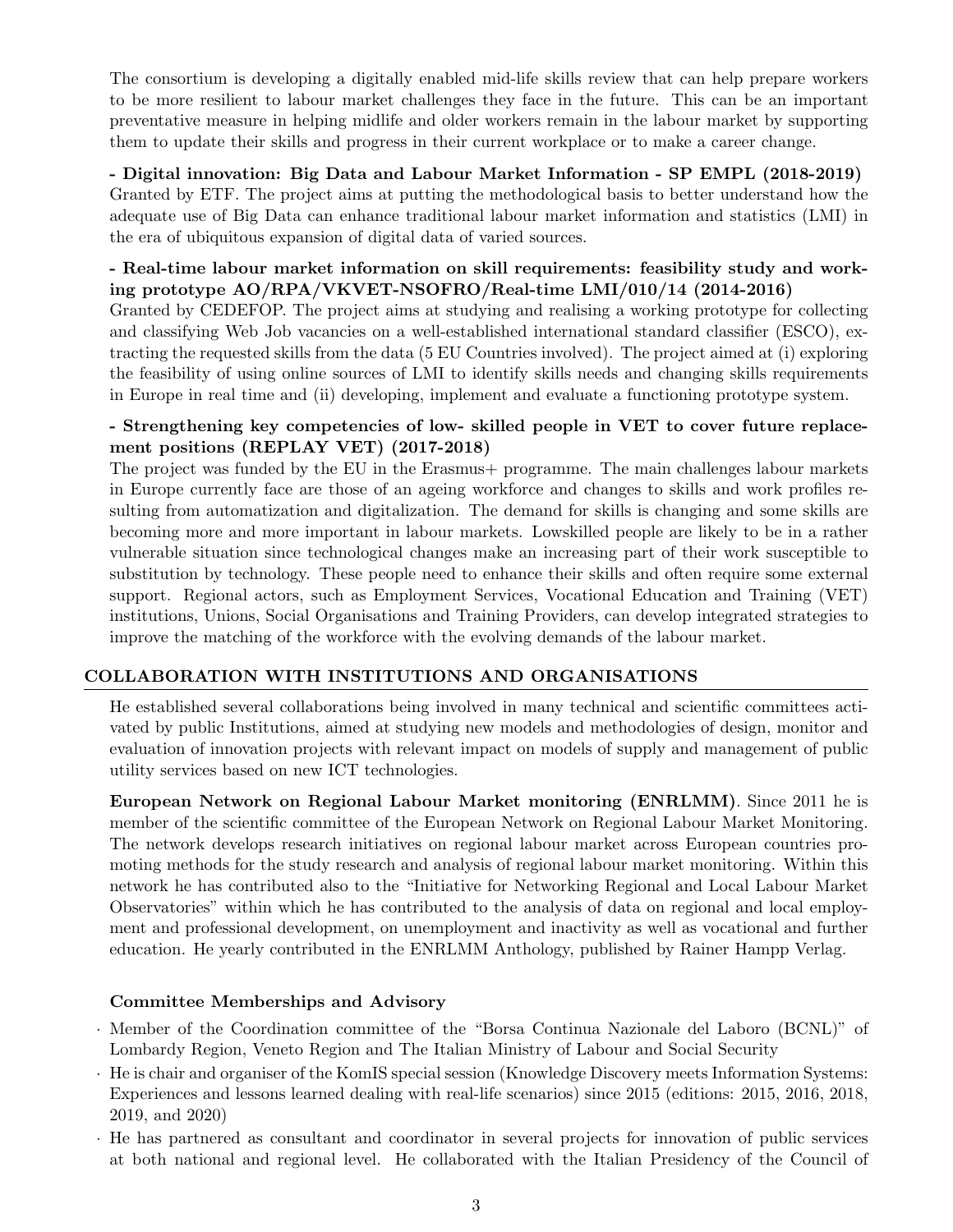The consortium is developing a digitally enabled mid-life skills review that can help prepare workers to be more resilient to labour market challenges they face in the future. This can be an important preventative measure in helping midlife and older workers remain in the labour market by supporting them to update their skills and progress in their current workplace or to make a career change.

**- Digital innovation: Big Data and Labour Market Information - SP EMPL (2018-2019)**
Granted by ETF. The project aims at putting the methodological basis to better understand how the adequate use of Big Data can enhance traditional labour market information and statistics (LMI) in the era of ubiquitous expansion of digital data of varied sources.

**- Real-time labour market information on skill requirements: feasibility study and working prototype AO/RPA/VKVET-NSOFRO/Real-time LMI/010/14 (2014-2016)**
Granted by CEDEFOP. The project aims at studying and realising a working prototype for collecting and classifying Web Job vacancies on a well-established international standard classifier (ESCO), extracting the requested skills from the data (5 EU Countries involved). The project aimed at (i) exploring the feasibility of using online sources of LMI to identify skills needs and changing skills requirements in Europe in real time and (ii) developing, implement and evaluate a functioning prototype system.

**- Strengthening key competencies of low- skilled people in VET to cover future replacement positions (REPLAY VET) (2017-2018)**
The project was funded by the EU in the Erasmus+ programme. The main challenges labour markets in Europe currently face are those of an ageing workforce and changes to skills and work profiles resulting from automatization and digitalization. The demand for skills is changing and some skills are becoming more and more important in labour markets. Lowskilled people are likely to be in a rather vulnerable situation since technological changes make an increasing part of their work susceptible to substitution by technology. These people need to enhance their skills and often require some external support. Regional actors, such as Employment Services, Vocational Education and Training (VET) institutions, Unions, Social Organisations and Training Providers, can develop integrated strategies to improve the matching of the workforce with the evolving demands of the labour market.

## COLLABORATION WITH INSTITUTIONS AND ORGANISATIONS

He established several collaborations being involved in many technical and scientific committees activated by public Institutions, aimed at studying new models and methodologies of design, monitor and evaluation of innovation projects with relevant impact on models of supply and management of public utility services based on new ICT technologies.

**European Network on Regional Labour Market monitoring (ENRLMM)**. Since 2011 he is member of the scientific committee of the European Network on Regional Labour Market Monitoring. The network develops research initiatives on regional labour market across European countries promoting methods for the study research and analysis of regional labour market monitoring. Within this network he has contributed also to the "Initiative for Networking Regional and Local Labour Market Observatories" within which he has contributed to the analysis of data on regional and local employment and professional development, on unemployment and inactivity as well as vocational and further education. He yearly contributed in the ENRLMM Anthology, published by Rainer Hampp Verlag.

### Committee Memberships and Advisory

- Member of the Coordination committee of the "Borsa Continua Nazionale del Laboro (BCNL)" of Lombardy Region, Veneto Region and The Italian Ministry of Labour and Social Security
- He is chair and organiser of the KomIS special session (Knowledge Discovery meets Information Systems: Experiences and lessons learned dealing with real-life scenarios) since 2015 (editions: 2015, 2016, 2018, 2019, and 2020)
- He has partnered as consultant and coordinator in several projects for innovation of public services at both national and regional level. He collaborated with the Italian Presidency of the Council of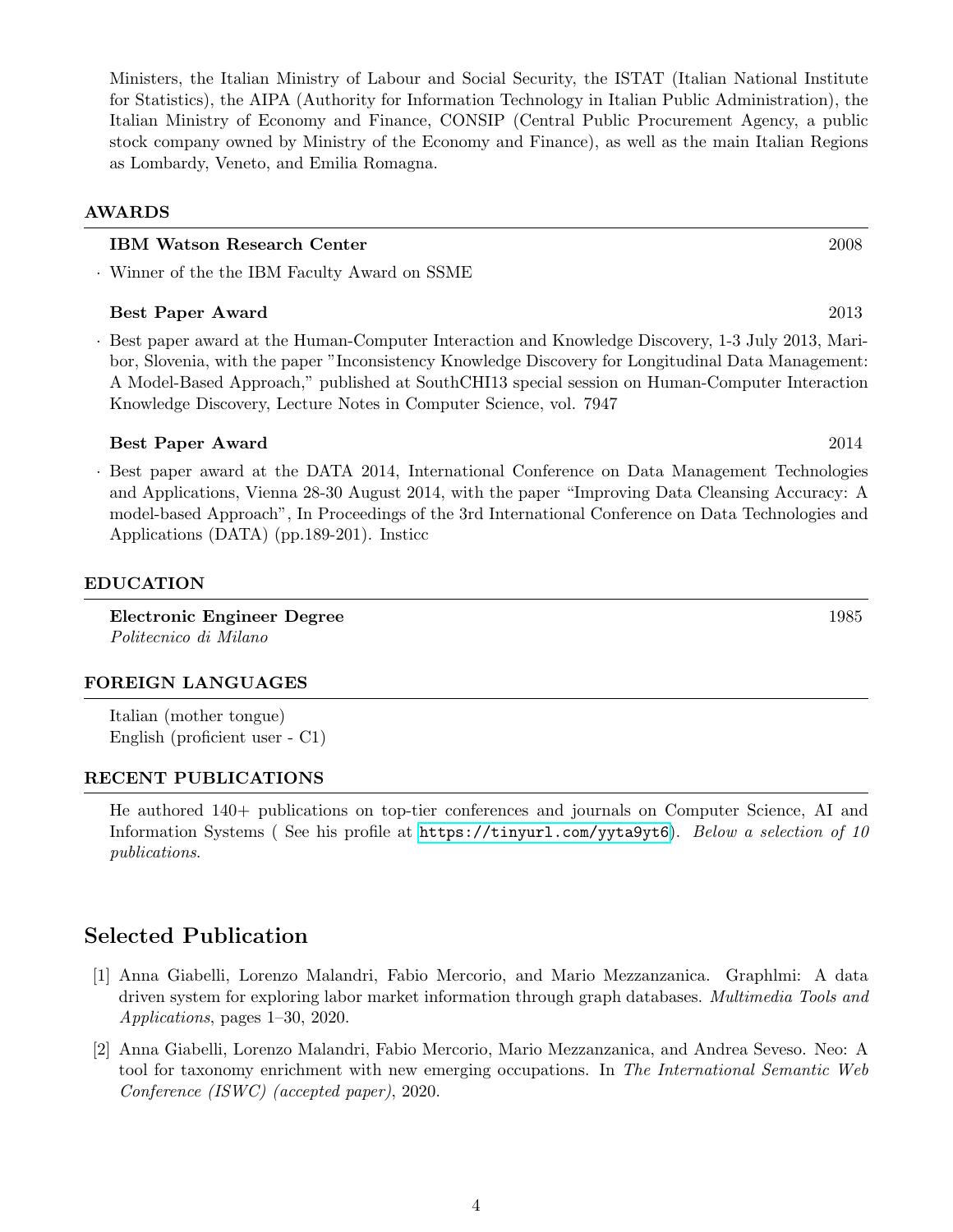Ministers, the Italian Ministry of Labour and Social Security, the ISTAT (Italian National Institute for Statistics), the AIPA (Authority for Information Technology in Italian Public Administration), the Italian Ministry of Economy and Finance, CONSIP (Central Public Procurement Agency, a public stock company owned by Ministry of the Economy and Finance), as well as the main Italian Regions as Lombardy, Veneto, and Emilia Romagna.

## AWARDS

**IBM Watson Research Center** 2008

· Winner of the the IBM Faculty Award on SSME

**Best Paper Award** 2013

· Best paper award at the Human-Computer Interaction and Knowledge Discovery, 1-3 July 2013, Maribor, Slovenia, with the paper "Inconsistency Knowledge Discovery for Longitudinal Data Management: A Model-Based Approach," published at SouthCHI13 special session on Human-Computer Interaction Knowledge Discovery, Lecture Notes in Computer Science, vol. 7947

**Best Paper Award** 2014

· Best paper award at the DATA 2014, International Conference on Data Management Technologies and Applications, Vienna 28-30 August 2014, with the paper "Improving Data Cleansing Accuracy: A model-based Approach", In Proceedings of the 3rd International Conference on Data Technologies and Applications (DATA) (pp.189-201). Insticc

## EDUCATION

**Electronic Engineer Degree** 1985
*Politecnico di Milano*

## FOREIGN LANGUAGES

Italian (mother tongue)
English (proficient user - C1)

## RECENT PUBLICATIONS

He authored 140+ publications on top-tier conferences and journals on Computer Science, AI and Information Systems ( See his profile at `https://tinyurl.com/yyta9yt6`). *Below a selection of 10 publications.*

# Selected Publication

[1] Anna Giabelli, Lorenzo Malandri, Fabio Mercorio, and Mario Mezzanzanica. Graphlmi: A data driven system for exploring labor market information through graph databases. *Multimedia Tools and Applications*, pages 1–30, 2020.

[2] Anna Giabelli, Lorenzo Malandri, Fabio Mercorio, Mario Mezzanzanica, and Andrea Seveso. Neo: A tool for taxonomy enrichment with new emerging occupations. In *The International Semantic Web Conference (ISWC) (accepted paper)*, 2020.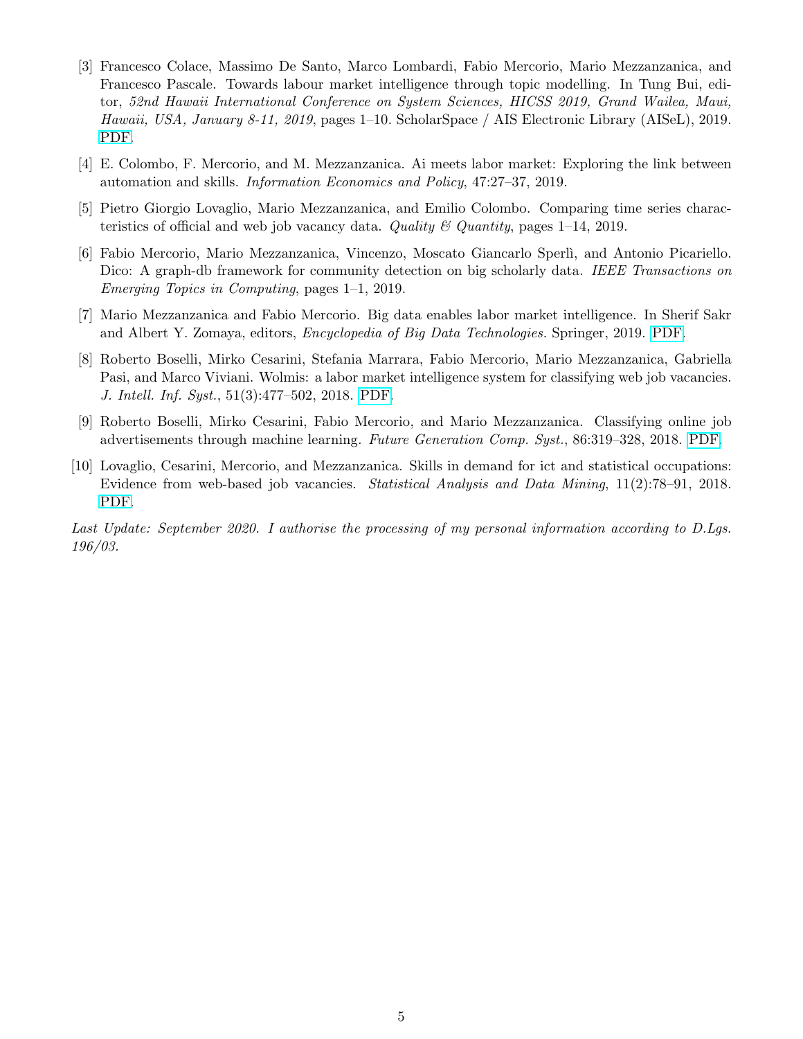[3] Francesco Colace, Massimo De Santo, Marco Lombardi, Fabio Mercorio, Mario Mezzanzanica, and Francesco Pascale. Towards labour market intelligence through topic modelling. In Tung Bui, editor, *52nd Hawaii International Conference on System Sciences, HICSS 2019, Grand Wailea, Maui, Hawaii, USA, January 8-11, 2019*, pages 1–10. ScholarSpace / AIS Electronic Library (AISeL), 2019. PDF.

[4] E. Colombo, F. Mercorio, and M. Mezzanzanica. Ai meets labor market: Exploring the link between automation and skills. *Information Economics and Policy*, 47:27–37, 2019.

[5] Pietro Giorgio Lovaglio, Mario Mezzanzanica, and Emilio Colombo. Comparing time series characteristics of official and web job vacancy data. *Quality & Quantity*, pages 1–14, 2019.

[6] Fabio Mercorio, Mario Mezzanzanica, Vincenzo, Moscato Giancarlo Sperlì, and Antonio Picariello. Dico: A graph-db framework for community detection on big scholarly data. *IEEE Transactions on Emerging Topics in Computing*, pages 1–1, 2019.

[7] Mario Mezzanzanica and Fabio Mercorio. Big data enables labor market intelligence. In Sherif Sakr and Albert Y. Zomaya, editors, *Encyclopedia of Big Data Technologies.* Springer, 2019. PDF.

[8] Roberto Boselli, Mirko Cesarini, Stefania Marrara, Fabio Mercorio, Mario Mezzanzanica, Gabriella Pasi, and Marco Viviani. Wolmis: a labor market intelligence system for classifying web job vacancies. *J. Intell. Inf. Syst.*, 51(3):477–502, 2018. PDF.

[9] Roberto Boselli, Mirko Cesarini, Fabio Mercorio, and Mario Mezzanzanica. Classifying online job advertisements through machine learning. *Future Generation Comp. Syst.*, 86:319–328, 2018. PDF.

[10] Lovaglio, Cesarini, Mercorio, and Mezzanzanica. Skills in demand for ict and statistical occupations: Evidence from web-based job vacancies. *Statistical Analysis and Data Mining*, 11(2):78–91, 2018. PDF.

*Last Update: September 2020. I authorise the processing of my personal information according to D.Lgs. 196/03.*